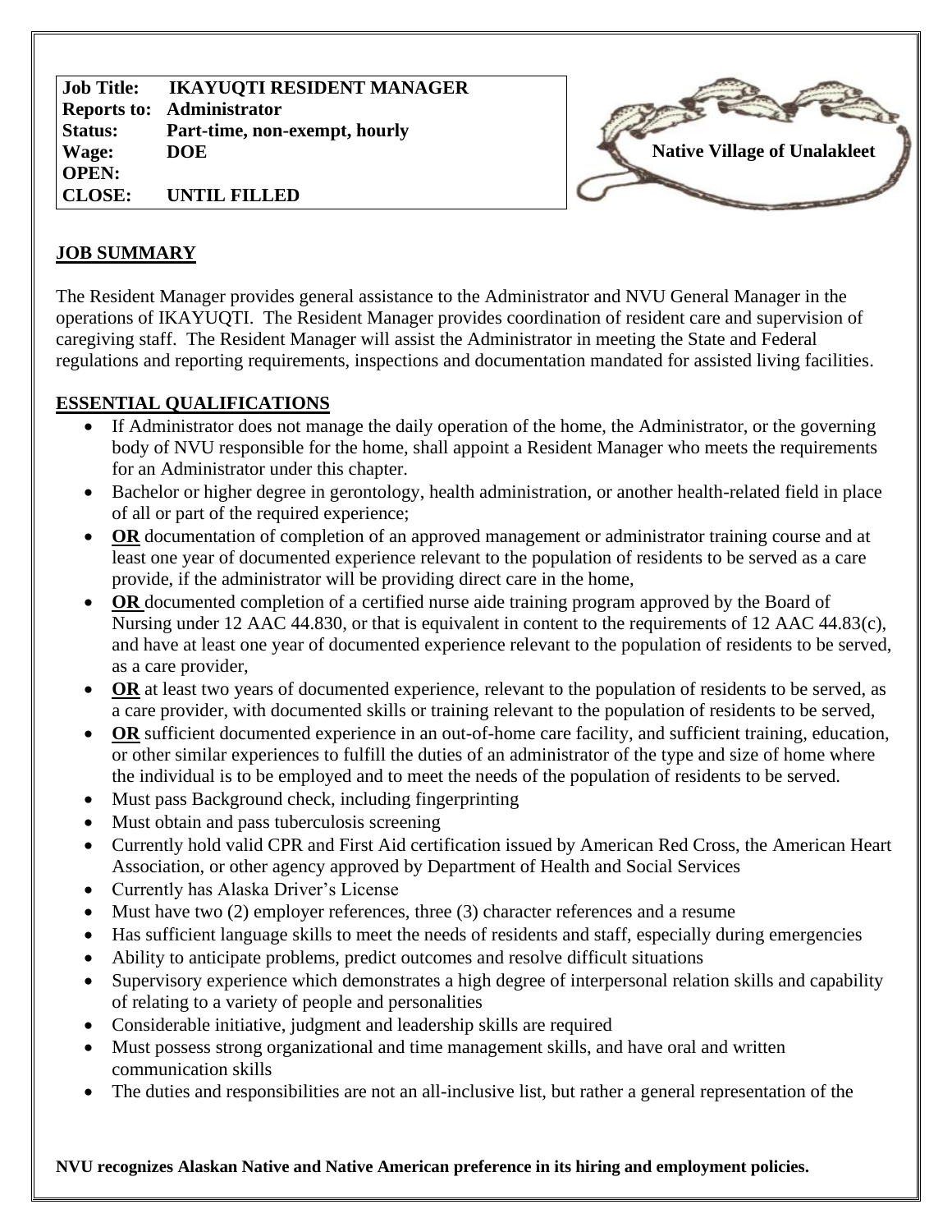| | |
|---|---|
| **Job Title:** | **IKAYUQTI RESIDENT MANAGER** |
| **Reports to:** | **Administrator** |
| **Status:** | **Part-time, non-exempt, hourly** |
| **Wage:** | **DOE** |
| **OPEN:** | |
| **CLOSE:** | **UNTIL FILLED** |

**Native Village of Unalakleet**

## JOB SUMMARY

The Resident Manager provides general assistance to the Administrator and NVU General Manager in the operations of IKAYUQTI. The Resident Manager provides coordination of resident care and supervision of caregiving staff. The Resident Manager will assist the Administrator in meeting the State and Federal regulations and reporting requirements, inspections and documentation mandated for assisted living facilities.

## ESSENTIAL QUALIFICATIONS

- If Administrator does not manage the daily operation of the home, the Administrator, or the governing body of NVU responsible for the home, shall appoint a Resident Manager who meets the requirements for an Administrator under this chapter.
- Bachelor or higher degree in gerontology, health administration, or another health-related field in place of all or part of the required experience;
- **OR** documentation of completion of an approved management or administrator training course and at least one year of documented experience relevant to the population of residents to be served as a care provide, if the administrator will be providing direct care in the home,
- **OR** documented completion of a certified nurse aide training program approved by the Board of Nursing under 12 AAC 44.830, or that is equivalent in content to the requirements of 12 AAC 44.83(c), and have at least one year of documented experience relevant to the population of residents to be served, as a care provider,
- **OR** at least two years of documented experience, relevant to the population of residents to be served, as a care provider, with documented skills or training relevant to the population of residents to be served,
- **OR** sufficient documented experience in an out-of-home care facility, and sufficient training, education, or other similar experiences to fulfill the duties of an administrator of the type and size of home where the individual is to be employed and to meet the needs of the population of residents to be served.
- Must pass Background check, including fingerprinting
- Must obtain and pass tuberculosis screening
- Currently hold valid CPR and First Aid certification issued by American Red Cross, the American Heart Association, or other agency approved by Department of Health and Social Services
- Currently has Alaska Driver's License
- Must have two (2) employer references, three (3) character references and a resume
- Has sufficient language skills to meet the needs of residents and staff, especially during emergencies
- Ability to anticipate problems, predict outcomes and resolve difficult situations
- Supervisory experience which demonstrates a high degree of interpersonal relation skills and capability of relating to a variety of people and personalities
- Considerable initiative, judgment and leadership skills are required
- Must possess strong organizational and time management skills, and have oral and written communication skills
- The duties and responsibilities are not an all-inclusive list, but rather a general representation of the

**NVU recognizes Alaskan Native and Native American preference in its hiring and employment policies.**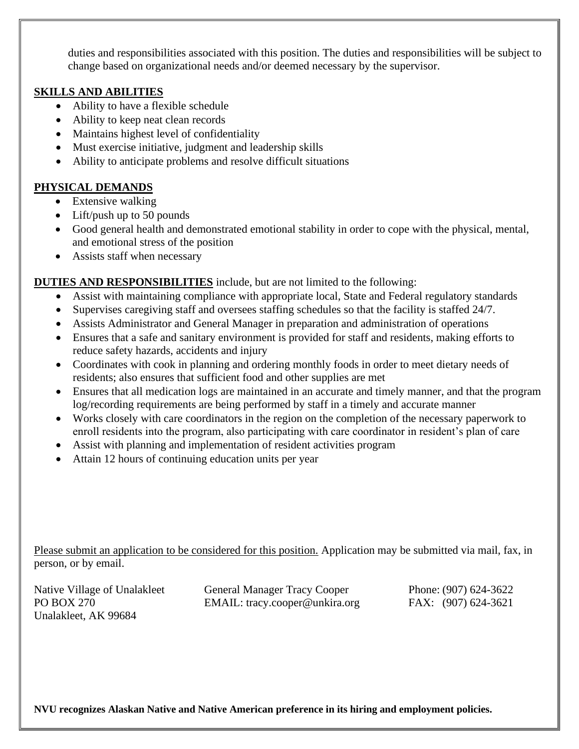duties and responsibilities associated with this position. The duties and responsibilities will be subject to change based on organizational needs and/or deemed necessary by the supervisor.

## SKILLS AND ABILITIES

- Ability to have a flexible schedule
- Ability to keep neat clean records
- Maintains highest level of confidentiality
- Must exercise initiative, judgment and leadership skills
- Ability to anticipate problems and resolve difficult situations

## PHYSICAL DEMANDS

- Extensive walking
- Lift/push up to 50 pounds
- Good general health and demonstrated emotional stability in order to cope with the physical, mental, and emotional stress of the position
- Assists staff when necessary

**DUTIES AND RESPONSIBILITIES** include, but are not limited to the following:

- Assist with maintaining compliance with appropriate local, State and Federal regulatory standards
- Supervises caregiving staff and oversees staffing schedules so that the facility is staffed 24/7.
- Assists Administrator and General Manager in preparation and administration of operations
- Ensures that a safe and sanitary environment is provided for staff and residents, making efforts to reduce safety hazards, accidents and injury
- Coordinates with cook in planning and ordering monthly foods in order to meet dietary needs of residents; also ensures that sufficient food and other supplies are met
- Ensures that all medication logs are maintained in an accurate and timely manner, and that the program log/recording requirements are being performed by staff in a timely and accurate manner
- Works closely with care coordinators in the region on the completion of the necessary paperwork to enroll residents into the program, also participating with care coordinator in resident's plan of care
- Assist with planning and implementation of resident activities program
- Attain 12 hours of continuing education units per year

Please submit an application to be considered for this position. Application may be submitted via mail, fax, in person, or by email.

Native Village of Unalakleet
PO BOX 270
Unalakleet, AK 99684

General Manager Tracy Cooper
EMAIL: tracy.cooper@unkira.org

Phone: (907) 624-3622
FAX: (907) 624-3621

**NVU recognizes Alaskan Native and Native American preference in its hiring and employment policies.**